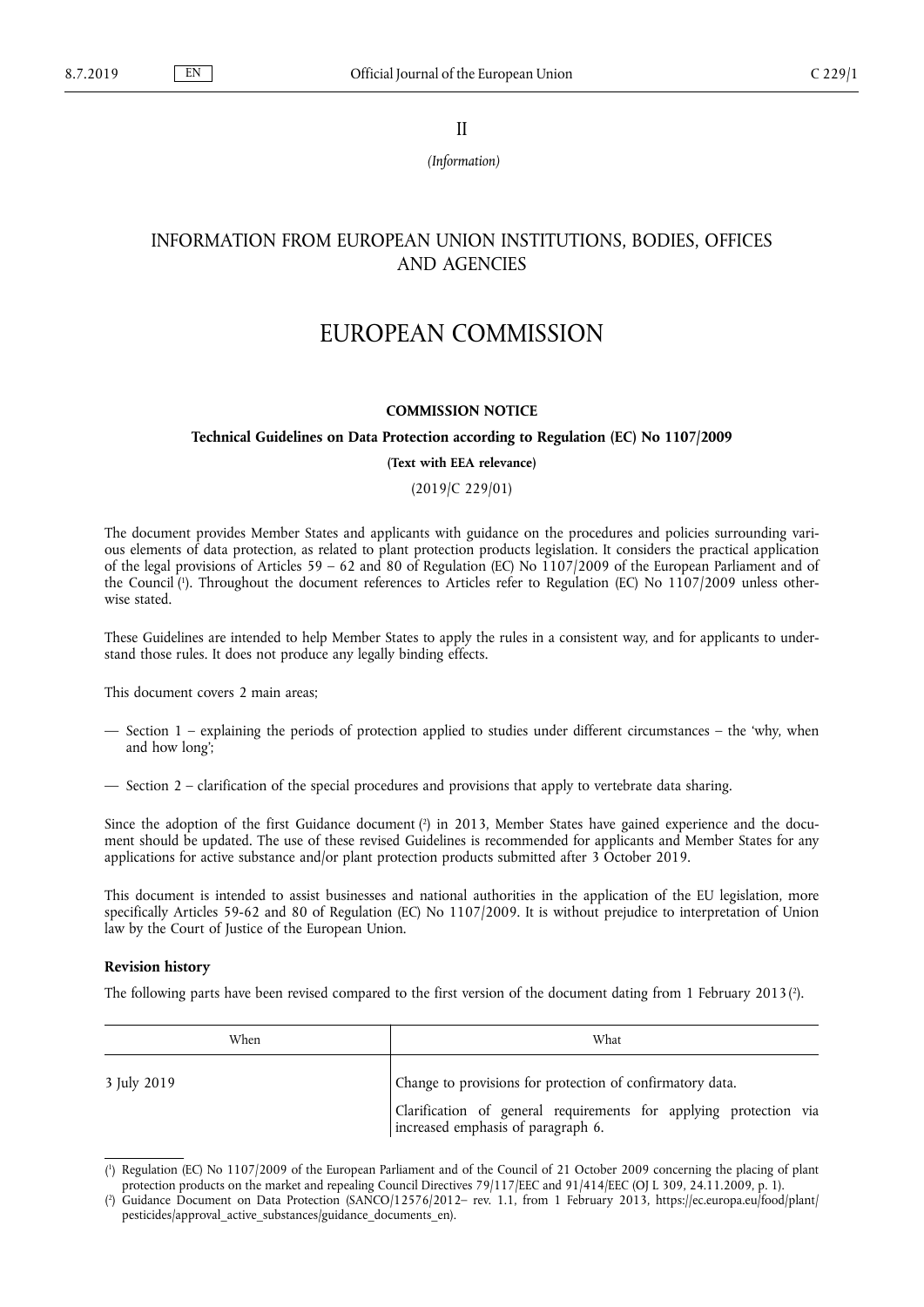II

*(Information)*

# INFORMATION FROM EUROPEAN UNION INSTITUTIONS, BODIES, OFFICES AND AGENCIES

# EUROPEAN COMMISSION

**COMMISSION NOTICE**

**Technical Guidelines on Data Protection according to Regulation (EC) No 1107/2009**

**(Text with EEA relevance)**

(2019/C 229/01)

The document provides Member States and applicants with guidance on the procedures and policies surrounding various elements of data protection, as related to plant protection products legislation. It considers the practical application of the legal provisions of Articles 59 – 62 and 80 of Regulation (EC) No 1107/2009 of the European Parliament and of the Council [1]. Throughout the document references to Articles refer to Regulation (EC) No 1107/2009 unless otherwise stated.

These Guidelines are intended to help Member States to apply the rules in a consistent way, and for applicants to understand those rules. It does not produce any legally binding effects.

This document covers 2 main areas;

— Section 1 – explaining the periods of protection applied to studies under different circumstances – the 'why, when and how long';

— Section 2 – clarification of the special procedures and provisions that apply to vertebrate data sharing.

Since the adoption of the first Guidance document [2] in 2013, Member States have gained experience and the document should be updated. The use of these revised Guidelines is recommended for applicants and Member States for any applications for active substance and/or plant protection products submitted after 3 October 2019.

This document is intended to assist businesses and national authorities in the application of the EU legislation, more specifically Articles 59-62 and 80 of Regulation (EC) No 1107/2009. It is without prejudice to interpretation of Union law by the Court of Justice of the European Union.

### Revision history

The following parts have been revised compared to the first version of the document dating from 1 February 2013 [2].

| When | What |
|---|---|
| 3 July 2019 | Change to provisions for protection of confirmatory data.<br>Clarification of general requirements for applying protection via increased emphasis of paragraph 6. |

---

[1] Regulation (EC) No 1107/2009 of the European Parliament and of the Council of 21 October 2009 concerning the placing of plant protection products on the market and repealing Council Directives 79/117/EEC and 91/414/EEC (OJ L 309, 24.11.2009, p. 1).

[2] Guidance Document on Data Protection (SANCO/12576/2012– rev. 1.1, from 1 February 2013, https://ec.europa.eu/food/plant/pesticides/approval_active_substances/guidance_documents_en).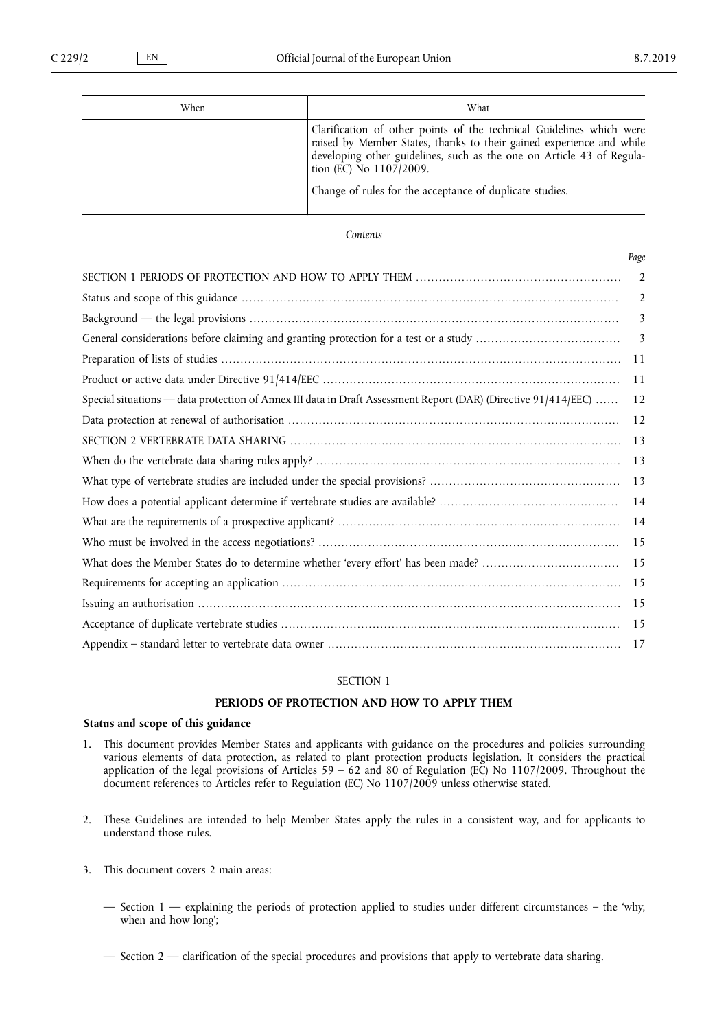| When | What |
| --- | --- |
| | Clarification of other points of the technical Guidelines which were raised by Member States, thanks to their gained experience and while developing other guidelines, such as the one on Article 43 of Regulation (EC) No 1107/2009.<br><br>Change of rules for the acceptance of duplicate studies. |

*Contents*

| | *Page* |
| --- | --- |
| SECTION 1 PERIODS OF PROTECTION AND HOW TO APPLY THEM | 2 |
| Status and scope of this guidance | 2 |
| Background — the legal provisions | 3 |
| General considerations before claiming and granting protection for a test or a study | 3 |
| Preparation of lists of studies | 11 |
| Product or active data under Directive 91/414/EEC | 11 |
| Special situations — data protection of Annex III data in Draft Assessment Report (DAR) (Directive 91/414/EEC) | 12 |
| Data protection at renewal of authorisation | 12 |
| SECTION 2 VERTEBRATE DATA SHARING | 13 |
| When do the vertebrate data sharing rules apply? | 13 |
| What type of vertebrate studies are included under the special provisions? | 13 |
| How does a potential applicant determine if vertebrate studies are available? | 14 |
| What are the requirements of a prospective applicant? | 14 |
| Who must be involved in the access negotiations? | 15 |
| What does the Member States do to determine whether 'every effort' has been made? | 15 |
| Requirements for accepting an application | 15 |
| Issuing an authorisation | 15 |
| Acceptance of duplicate vertebrate studies | 15 |
| Appendix – standard letter to vertebrate data owner | 17 |

SECTION 1

## PERIODS OF PROTECTION AND HOW TO APPLY THEM

### Status and scope of this guidance

1. This document provides Member States and applicants with guidance on the procedures and policies surrounding various elements of data protection, as related to plant protection products legislation. It considers the practical application of the legal provisions of Articles 59 – 62 and 80 of Regulation (EC) No 1107/2009. Throughout the document references to Articles refer to Regulation (EC) No 1107/2009 unless otherwise stated.

2. These Guidelines are intended to help Member States apply the rules in a consistent way, and for applicants to understand those rules.

3. This document covers 2 main areas:

   — Section 1 — explaining the periods of protection applied to studies under different circumstances – the 'why, when and how long';

   — Section 2 — clarification of the special procedures and provisions that apply to vertebrate data sharing.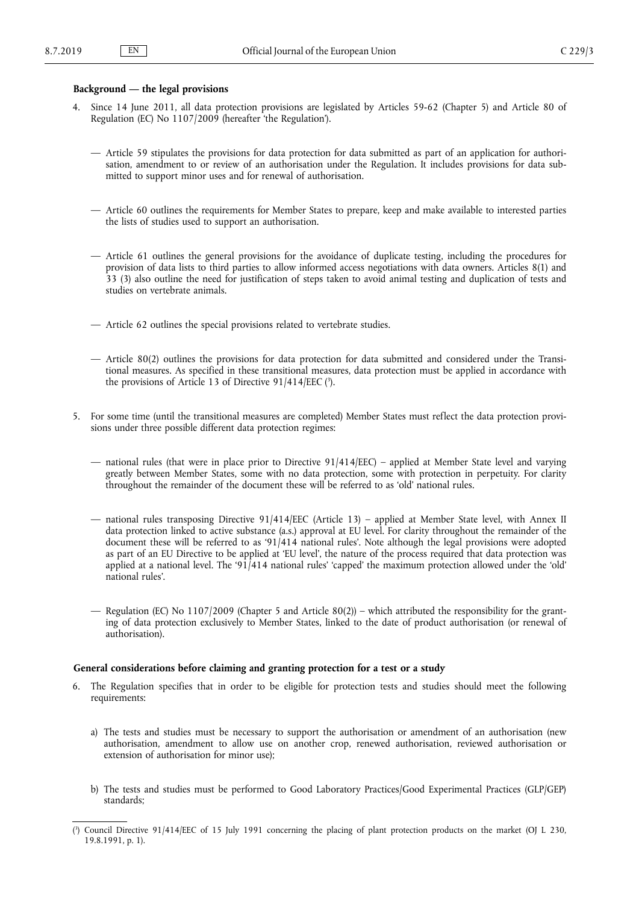**Background — the legal provisions**

4. Since 14 June 2011, all data protection provisions are legislated by Articles 59-62 (Chapter 5) and Article 80 of Regulation (EC) No 1107/2009 (hereafter 'the Regulation').

   — Article 59 stipulates the provisions for data protection for data submitted as part of an application for authorisation, amendment to or review of an authorisation under the Regulation. It includes provisions for data submitted to support minor uses and for renewal of authorisation.

   — Article 60 outlines the requirements for Member States to prepare, keep and make available to interested parties the lists of studies used to support an authorisation.

   — Article 61 outlines the general provisions for the avoidance of duplicate testing, including the procedures for provision of data lists to third parties to allow informed access negotiations with data owners. Articles 8(1) and 33 (3) also outline the need for justification of steps taken to avoid animal testing and duplication of tests and studies on vertebrate animals.

   — Article 62 outlines the special provisions related to vertebrate studies.

   — Article 80(2) outlines the provisions for data protection for data submitted and considered under the Transitional measures. As specified in these transitional measures, data protection must be applied in accordance with the provisions of Article 13 of Directive 91/414/EEC ([3]).

5. For some time (until the transitional measures are completed) Member States must reflect the data protection provisions under three possible different data protection regimes:

   — national rules (that were in place prior to Directive 91/414/EEC) – applied at Member State level and varying greatly between Member States, some with no data protection, some with protection in perpetuity. For clarity throughout the remainder of the document these will be referred to as 'old' national rules.

   — national rules transposing Directive 91/414/EEC (Article 13) – applied at Member State level, with Annex II data protection linked to active substance (a.s.) approval at EU level. For clarity throughout the remainder of the document these will be referred to as '91/414 national rules'. Note although the legal provisions were adopted as part of an EU Directive to be applied at 'EU level', the nature of the process required that data protection was applied at a national level. The '91/414 national rules' 'capped' the maximum protection allowed under the 'old' national rules'.

   — Regulation (EC) No 1107/2009 (Chapter 5 and Article 80(2)) – which attributed the responsibility for the granting of data protection exclusively to Member States, linked to the date of product authorisation (or renewal of authorisation).

**General considerations before claiming and granting protection for a test or a study**

6. The Regulation specifies that in order to be eligible for protection tests and studies should meet the following requirements:

   a) The tests and studies must be necessary to support the authorisation or amendment of an authorisation (new authorisation, amendment to allow use on another crop, renewed authorisation, reviewed authorisation or extension of authorisation for minor use);

   b) The tests and studies must be performed to Good Laboratory Practices/Good Experimental Practices (GLP/GEP) standards;

---

([3]) Council Directive 91/414/EEC of 15 July 1991 concerning the placing of plant protection products on the market (OJ L 230, 19.8.1991, p. 1).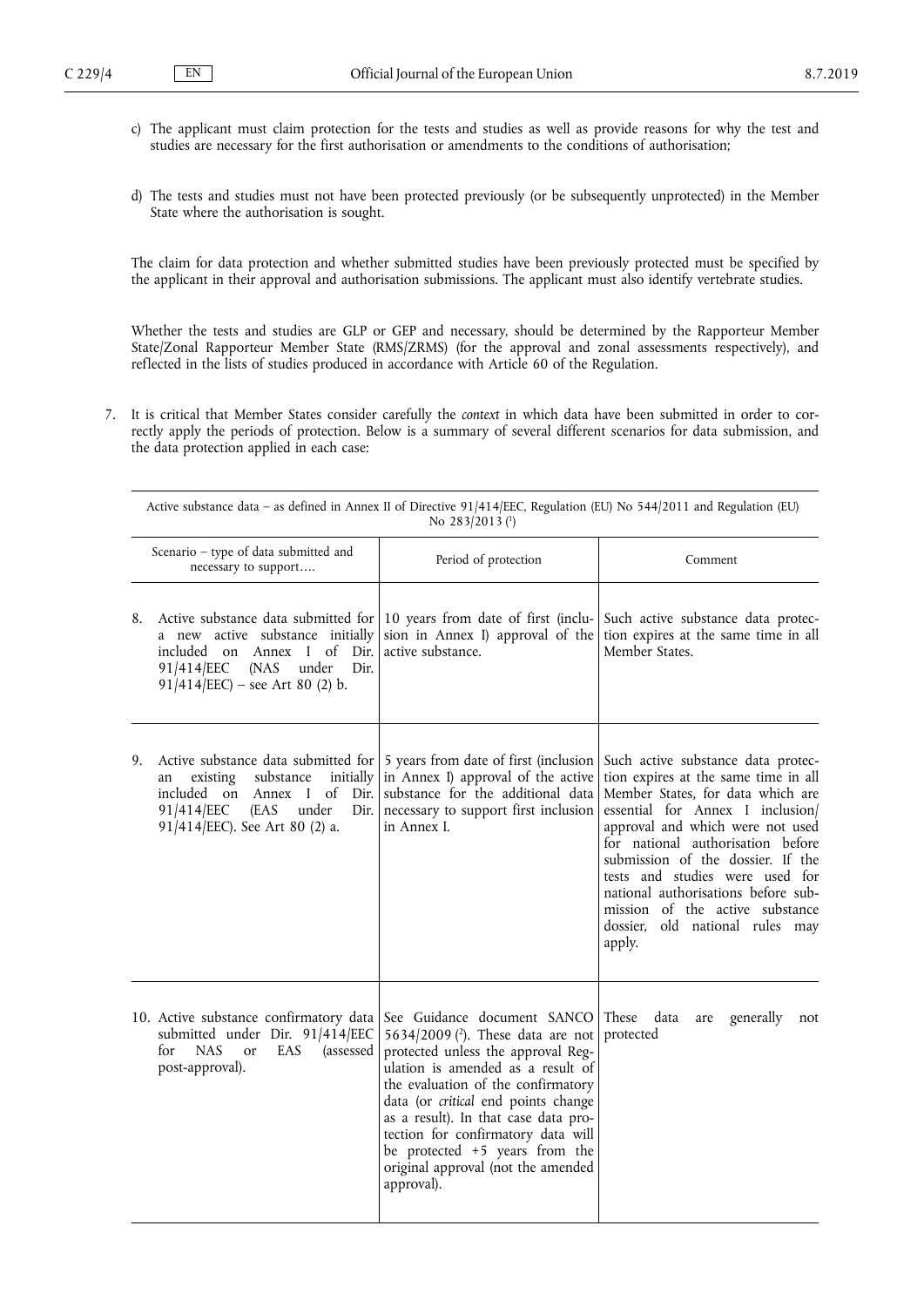c) The applicant must claim protection for the tests and studies as well as provide reasons for why the test and studies are necessary for the first authorisation or amendments to the conditions of authorisation;

d) The tests and studies must not have been protected previously (or be subsequently unprotected) in the Member State where the authorisation is sought.

The claim for data protection and whether submitted studies have been previously protected must be specified by the applicant in their approval and authorisation submissions. The applicant must also identify vertebrate studies.

Whether the tests and studies are GLP or GEP and necessary, should be determined by the Rapporteur Member State/Zonal Rapporteur Member State (RMS/ZRMS) (for the approval and zonal assessments respectively), and reflected in the lists of studies produced in accordance with Article 60 of the Regulation.

7. It is critical that Member States consider carefully the *context* in which data have been submitted in order to correctly apply the periods of protection. Below is a summary of several different scenarios for data submission, and the data protection applied in each case:

| Active substance data – as defined in Annex II of Directive 91/414/EEC, Regulation (EU) No 544/2011 and Regulation (EU) No 283/2013 [1] | | |
|---|---|---|
| Scenario – type of data submitted and necessary to support…. | Period of protection | Comment |
| 8. Active substance data submitted for a new active substance initially included on Annex I of Dir. 91/414/EEC (NAS under Dir. 91/414/EEC) – see Art 80 (2) b. | 10 years from date of first (inclusion in Annex I) approval of the active substance. | Such active substance data protection expires at the same time in all Member States. |
| 9. Active substance data submitted for an existing substance initially included on Annex I of Dir. 91/414/EEC (EAS under Dir. 91/414/EEC). See Art 80 (2) a. | 5 years from date of first (inclusion in Annex I) approval of the active substance for the additional data necessary to support first inclusion in Annex I. | Such active substance data protection expires at the same time in all Member States, for data which are essential for Annex I inclusion/approval and which were not used for national authorisation before submission of the dossier. If the tests and studies were used for national authorisations before submission of the active substance dossier, old national rules may apply. |
| 10. Active substance confirmatory data submitted under Dir. 91/414/EEC for NAS or EAS (assessed post-approval). | See Guidance document SANCO 5634/2009 [2]. These data are not protected unless the approval Regulation is amended as a result of the evaluation of the confirmatory data (or *critical* end points change as a result). In that case data protection for confirmatory data will be protected +5 years from the original approval (not the amended approval). | These data are generally not protected |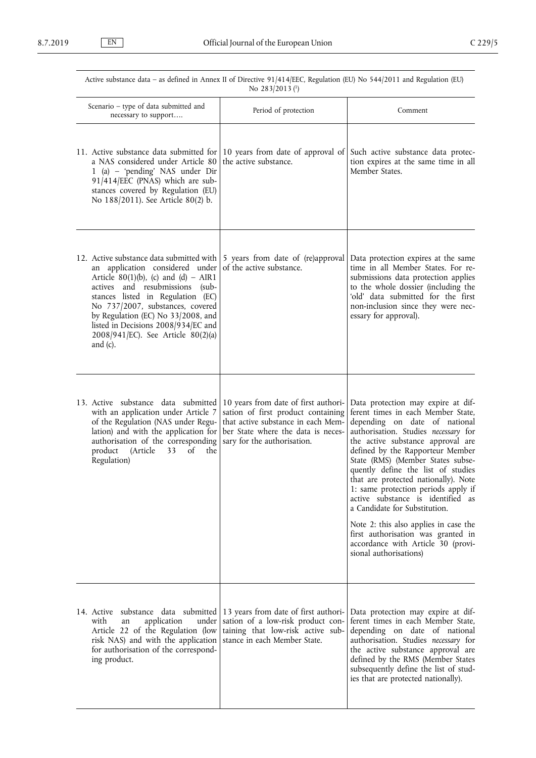| Active substance data – as defined in Annex II of Directive 91/414/EEC, Regulation (EU) No 544/2011 and Regulation (EU) No 283/2013 [1] | | |
|---|---|---|
| Scenario – type of data submitted and necessary to support…. | Period of protection | Comment |
| 11. Active substance data submitted for a NAS considered under Article 80 1 (a) – 'pending' NAS under Dir 91/414/EEC (PNAS) which are substances covered by Regulation (EU) No 188/2011). See Article 80(2) b. | 10 years from date of approval of the active substance. | Such active substance data protection expires at the same time in all Member States. |
| 12. Active substance data submitted with an application considered under Article 80(1)(b), (c) and (d) – AIR1 actives and resubmissions (substances listed in Regulation (EC) No 737/2007, substances, covered by Regulation (EC) No 33/2008, and listed in Decisions 2008/934/EC and 2008/941/EC). See Article 80(2)(a) and (c). | 5 years from date of (re)approval of the active substance. | Data protection expires at the same time in all Member States. For resubmissions data protection applies to the whole dossier (including the 'old' data submitted for the first non-inclusion since they were necessary for approval). |
| 13. Active substance data submitted with an application under Article 7 of the Regulation (NAS under Regulation) and with the application for authorisation of the corresponding product (Article 33 of the Regulation) | 10 years from date of first authorisation of first product containing that active substance in each Member State where the data is necessary for the authorisation. | Data protection may expire at different times in each Member State, depending on date of national authorisation. Studies *necessary* for the active substance approval are defined by the Rapporteur Member State (RMS) (Member States subsequently define the list of studies that are protected nationally). Note 1: same protection periods apply if active substance is identified as a Candidate for Substitution.<br><br>Note 2: this also applies in case the first authorisation was granted in accordance with Article 30 (provisional authorisations) |
| 14. Active substance data submitted with an application under Article 22 of the Regulation (low risk NAS) and with the application for authorisation of the corresponding product. | 13 years from date of first authorisation of a low-risk product containing that low-risk active substance in each Member State. | Data protection may expire at different times in each Member State, depending on date of national authorisation. Studies *necessary* for the active substance approval are defined by the RMS (Member States subsequently define the list of studies that are protected nationally). |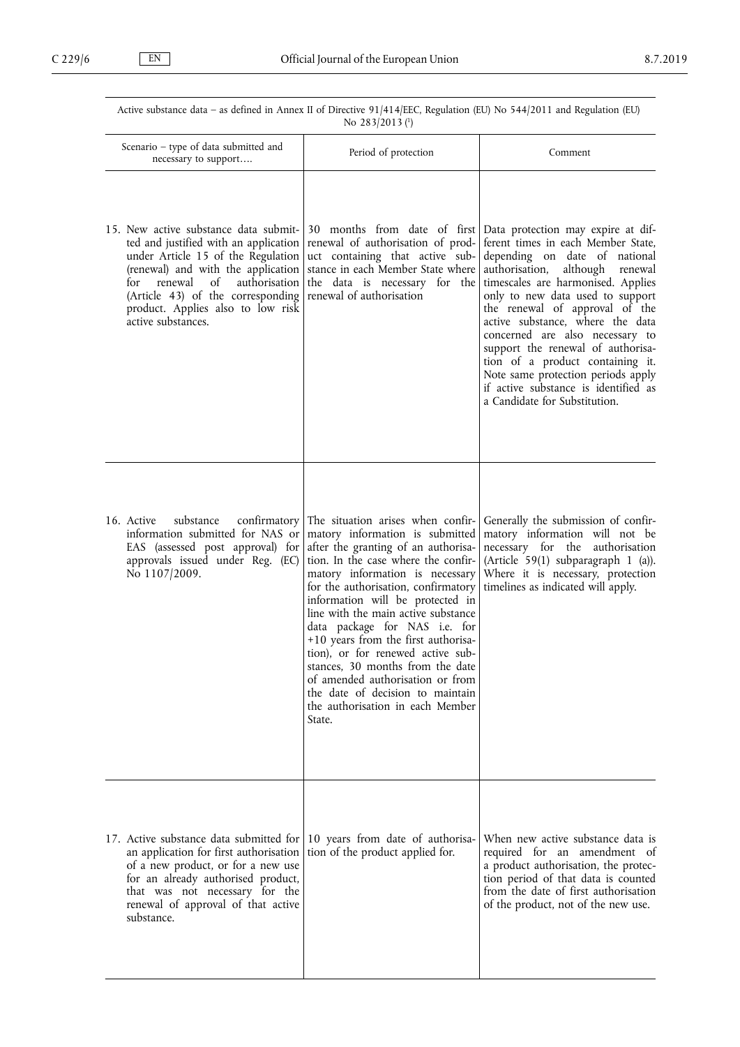| Active substance data – as defined in Annex II of Directive 91/414/EEC, Regulation (EU) No 544/2011 and Regulation (EU) No 283/2013 [1] | | |
|---|---|---|
| Scenario – type of data submitted and necessary to support…. | Period of protection | Comment |
| 15. New active substance data submitted and justified with an application under Article 15 of the Regulation (renewal) and with the application for renewal of authorisation (Article 43) of the corresponding product. Applies also to low risk active substances. | 30 months from date of first renewal of authorisation of product containing that active substance in each Member State where the data is necessary for the renewal of authorisation | Data protection may expire at different times in each Member State, depending on date of national authorisation, although renewal timescales are harmonised. Applies only to new data used to support the renewal of approval of the active substance, where the data concerned are also necessary to support the renewal of authorisation of a product containing it. Note same protection periods apply if active substance is identified as a Candidate for Substitution. |
| 16. Active substance confirmatory information submitted for NAS or EAS (assessed post approval) for approvals issued under Reg. (EC) No 1107/2009. | The situation arises when confirmatory information is submitted after the granting of an authorisation. In the case where the confirmatory information is necessary for the authorisation, confirmatory information will be protected in line with the main active substance data package for NAS i.e. for +10 years from the first authorisation), or for renewed active substances, 30 months from the date of amended authorisation or from the date of decision to maintain the authorisation in each Member State. | Generally the submission of confirmatory information will not be necessary for the authorisation (Article 59(1) subparagraph 1 (a)). Where it is necessary, protection timelines as indicated will apply. |
| 17. Active substance data submitted for an application for first authorisation of a new product, or for a new use for an already authorised product, that was not necessary for the renewal of approval of that active substance. | 10 years from date of authorisation of the product applied for. | When new active substance data is required for an amendment of a product authorisation, the protection period of that data is counted from the date of first authorisation of the product, not of the new use. |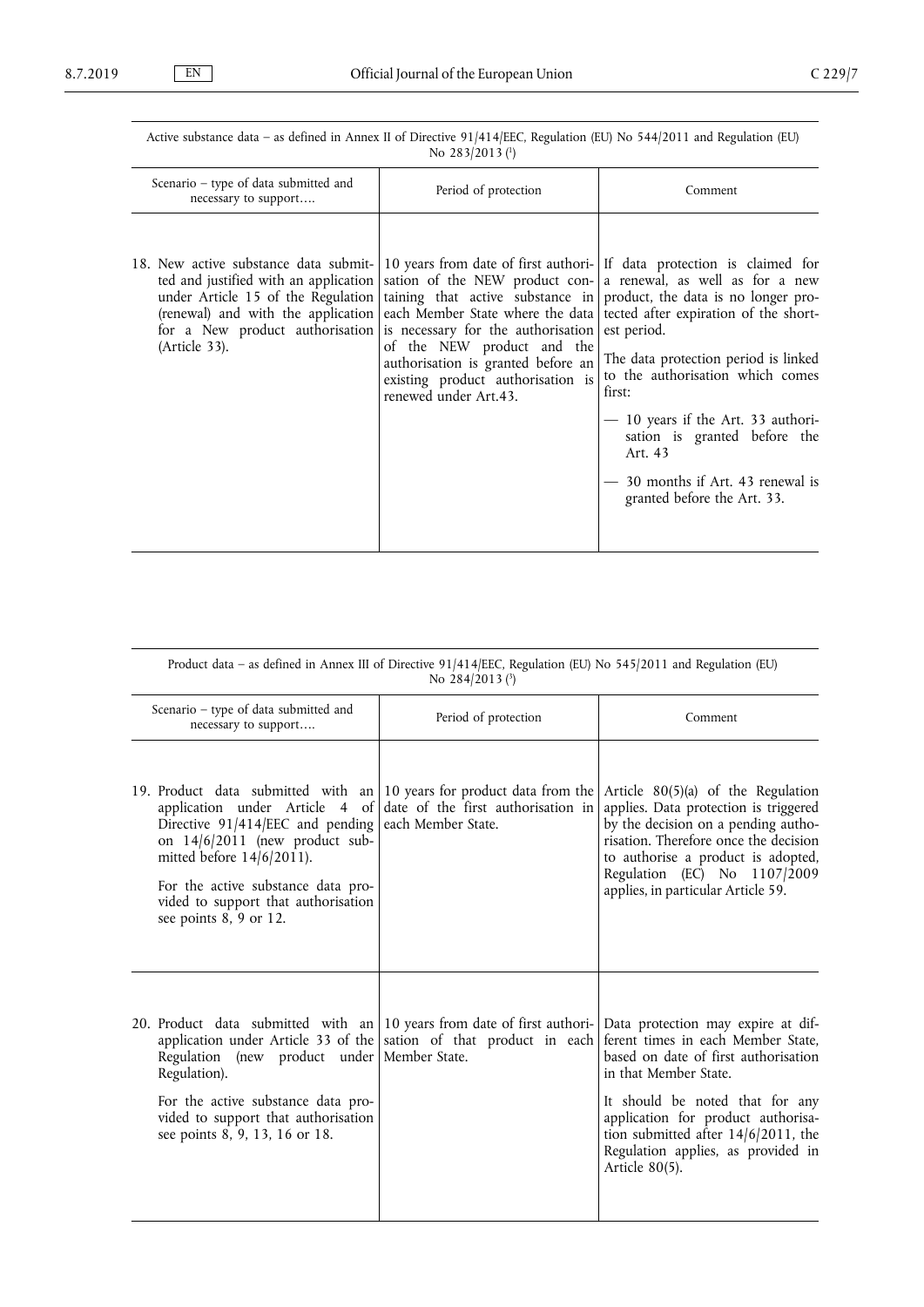| Active substance data – as defined in Annex II of Directive 91/414/EEC, Regulation (EU) No 544/2011 and Regulation (EU) No 283/2013 [1] | | |
|---|---|---|
| Scenario – type of data submitted and necessary to support…. | Period of protection | Comment |
| 18. New active substance data submitted and justified with an application under Article 15 of the Regulation (renewal) and with the application for a New product authorisation (Article 33). | 10 years from date of first authorisation of the NEW product containing that active substance in each Member State where the data is necessary for the authorisation of the NEW product and the authorisation is granted before an existing product authorisation is renewed under Art.43. | If data protection is claimed for a renewal, as well as for a new product, the data is no longer protected after expiration of the shortest period.<br><br>The data protection period is linked to the authorisation which comes first:<br><br>— 10 years if the Art. 33 authorisation is granted before the Art. 43<br><br>— 30 months if Art. 43 renewal is granted before the Art. 33. |

| Product data – as defined in Annex III of Directive 91/414/EEC, Regulation (EU) No 545/2011 and Regulation (EU) No 284/2013 [3] | | |
|---|---|---|
| Scenario – type of data submitted and necessary to support…. | Period of protection | Comment |
| 19. Product data submitted with an application under Article 4 of Directive 91/414/EEC and pending on 14/6/2011 (new product submitted before 14/6/2011).<br><br>For the active substance data provided to support that authorisation see points 8, 9 or 12. | 10 years for product data from the date of the first authorisation in each Member State. | Article 80(5)(a) of the Regulation applies. Data protection is triggered by the decision on a pending authorisation. Therefore once the decision to authorise a product is adopted, Regulation (EC) No 1107/2009 applies, in particular Article 59. |
| 20. Product data submitted with an application under Article 33 of the Regulation (new product under Regulation).<br><br>For the active substance data provided to support that authorisation see points 8, 9, 13, 16 or 18. | 10 years from date of first authorisation of that product in each Member State. | Data protection may expire at different times in each Member State, based on date of first authorisation in that Member State.<br><br>It should be noted that for any application for product authorisation submitted after 14/6/2011, the Regulation applies, as provided in Article 80(5). |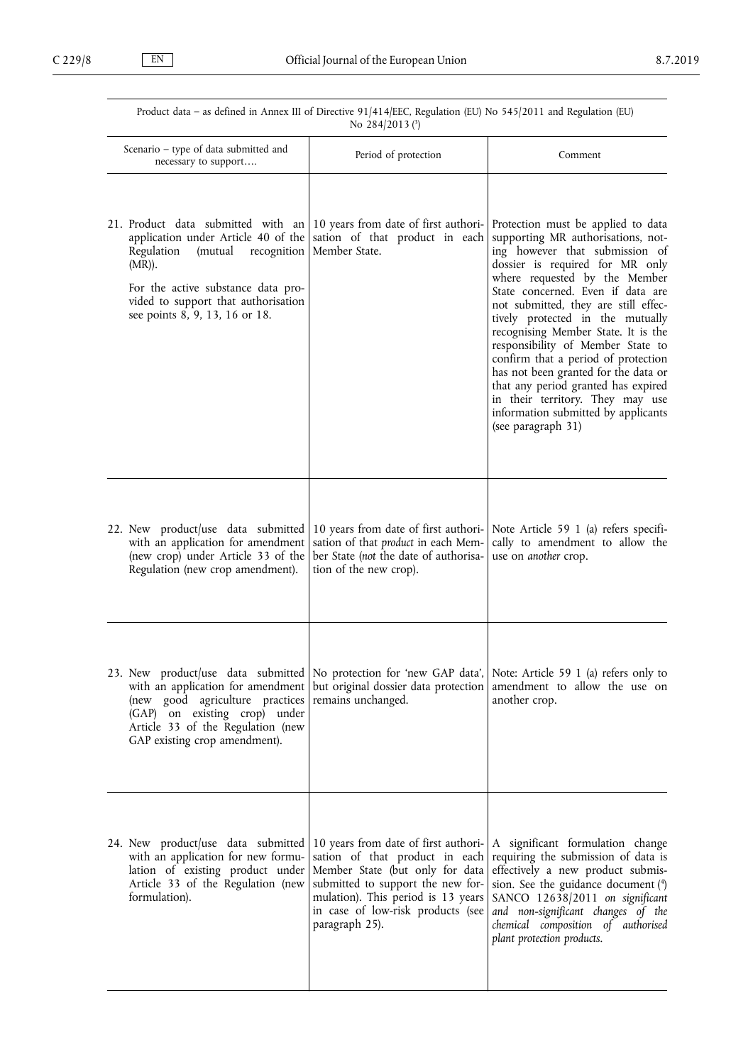Product data – as defined in Annex III of Directive 91/414/EEC, Regulation (EU) No 545/2011 and Regulation (EU) No 284/2013 [3]

| Scenario – type of data submitted and necessary to support…. | Period of protection | Comment |
|---|---|---|
| 21. Product data submitted with an application under Article 40 of the Regulation (mutual recognition (MR)). For the active substance data provided to support that authorisation see points 8, 9, 13, 16 or 18. | 10 years from date of first authorisation of that product in each Member State. | Protection must be applied to data supporting MR authorisations, noting however that submission of dossier is required for MR only where requested by the Member State concerned. Even if data are not submitted, they are still effectively protected in the mutually recognising Member State. It is the responsibility of Member State to confirm that a period of protection has not been granted for the data or that any period granted has expired in their territory. They may use information submitted by applicants (see paragraph 31) |
| 22. New product/use data submitted with an application for amendment (new crop) under Article 33 of the Regulation (new crop amendment). | 10 years from date of first authorisation of that *product* in each Member State (*not* the date of authorisation of the new crop). | Note Article 59 1 (a) refers specifically to amendment to allow the use on *another* crop. |
| 23. New product/use data submitted with an application for amendment (new good agriculture practices (GAP) on existing crop) under Article 33 of the Regulation (new GAP existing crop amendment). | No protection for 'new GAP data', but original dossier data protection remains unchanged. | Note: Article 59 1 (a) refers only to amendment to allow the use on another crop. |
| 24. New product/use data submitted with an application for new formulation of existing product under Article 33 of the Regulation (new formulation). | 10 years from date of first authorisation of that product in each Member State (but only for data submitted to support the new formulation). This period is 13 years in case of low-risk products (see paragraph 25). | A significant formulation change requiring the submission of data is effectively a new product submission. See the guidance document [4] SANCO 12638/2011 *on significant and non-significant changes of the chemical composition of authorised plant protection products*. |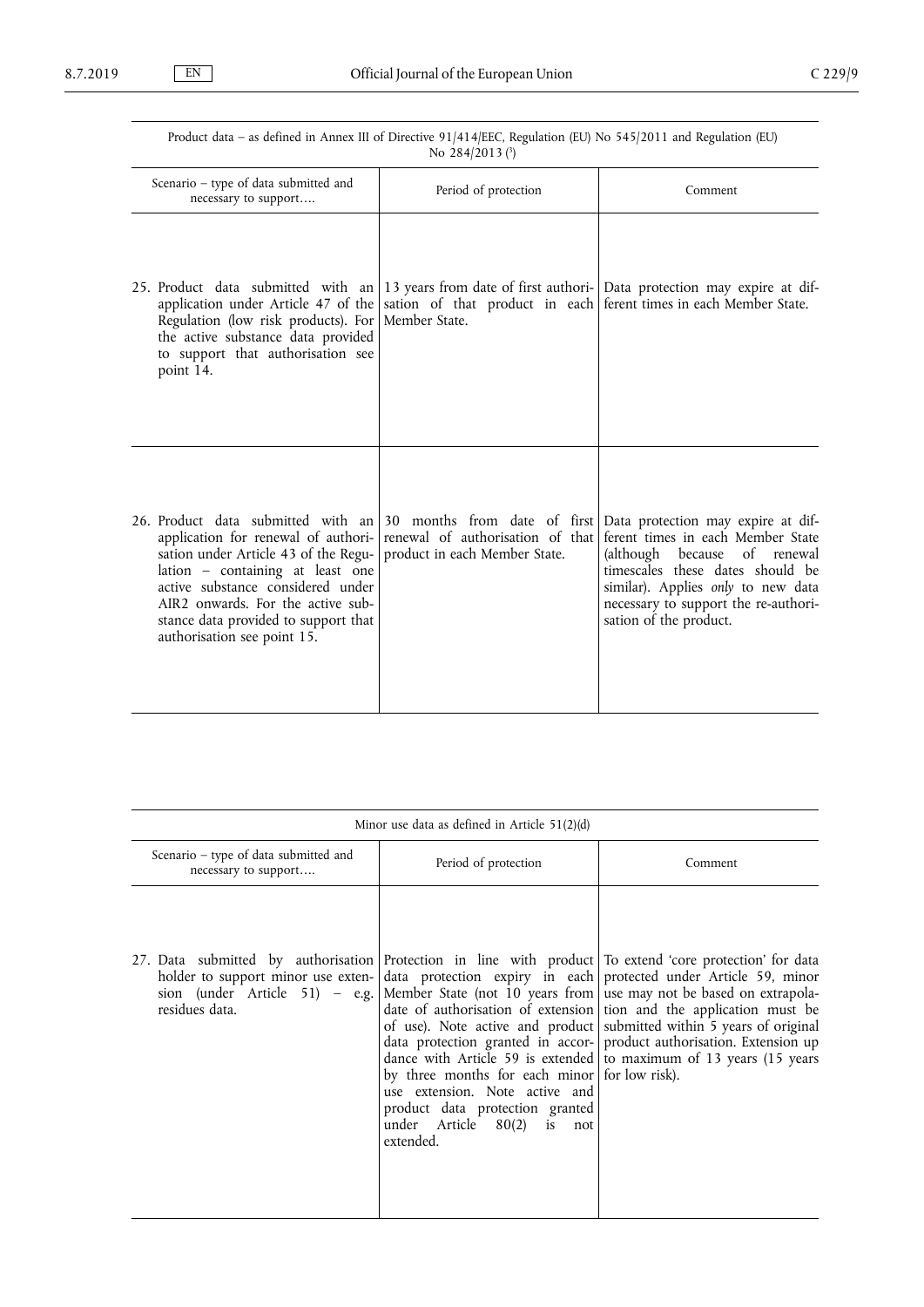| Product data – as defined in Annex III of Directive 91/414/EEC, Regulation (EU) No 545/2011 and Regulation (EU) No 284/2013 [3] | | |
|---|---|---|
| Scenario – type of data submitted and necessary to support…. | Period of protection | Comment |
| 25. Product data submitted with an application under Article 47 of the Regulation (low risk products). For the active substance data provided to support that authorisation see point 14. | 13 years from date of first authorisation of that product in each Member State. | Data protection may expire at different times in each Member State. |
| 26. Product data submitted with an application for renewal of authorisation under Article 43 of the Regulation – containing at least one active substance considered under AIR2 onwards. For the active substance data provided to support that authorisation see point 15. | 30 months from date of first renewal of authorisation of that product in each Member State. | Data protection may expire at different times in each Member State (although because of renewal timescales these dates should be similar). Applies *only* to new data necessary to support the re-authorisation of the product. |

| Minor use data as defined in Article 51(2)(d) | | |
|---|---|---|
| Scenario – type of data submitted and necessary to support…. | Period of protection | Comment |
| 27. Data submitted by authorisation holder to support minor use extension (under Article 51) – e.g. residues data. | Protection in line with product data protection expiry in each Member State (not 10 years from date of authorisation of extension of use). Note active and product data protection granted in accordance with Article 59 is extended by three months for each minor use extension. Note active and product data protection granted under Article 80(2) is not extended. | To extend 'core protection' for data protected under Article 59, minor use may not be based on extrapolation and the application must be submitted within 5 years of original product authorisation. Extension up to maximum of 13 years (15 years for low risk). |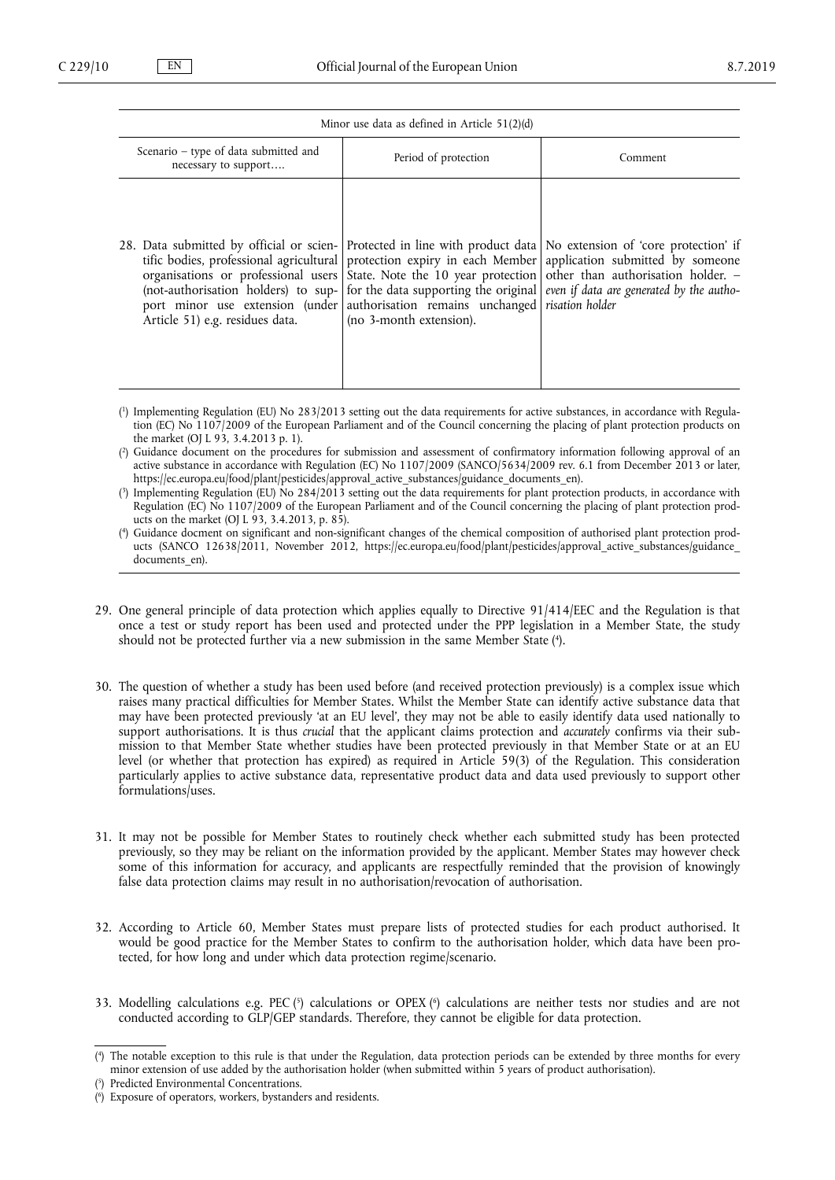| Minor use data as defined in Article 51(2)(d) | | |
|---|---|---|
| Scenario – type of data submitted and necessary to support…. | Period of protection | Comment |
| 28. Data submitted by official or scientific bodies, professional agricultural organisations or professional users (not-authorisation holders) to support minor use extension (under Article 51) e.g. residues data. | Protected in line with product data protection expiry in each Member State. Note the 10 year protection for the data supporting the original authorisation remains unchanged (no 3-month extension). | No extension of 'core protection' if application submitted by someone other than authorisation holder. – *even if data are generated by the authorisation holder* |

([1]) Implementing Regulation (EU) No 283/2013 setting out the data requirements for active substances, in accordance with Regulation (EC) No 1107/2009 of the European Parliament and of the Council concerning the placing of plant protection products on the market (OJ L 93, 3.4.2013 p. 1).

([2]) Guidance document on the procedures for submission and assessment of confirmatory information following approval of an active substance in accordance with Regulation (EC) No 1107/2009 (SANCO/5634/2009 rev. 6.1 from December 2013 or later, https://ec.europa.eu/food/plant/pesticides/approval_active_substances/guidance_documents_en).

([3]) Implementing Regulation (EU) No 284/2013 setting out the data requirements for plant protection products, in accordance with Regulation (EC) No 1107/2009 of the European Parliament and of the Council concerning the placing of plant protection products on the market (OJ L 93, 3.4.2013, p. 85).

([4]) Guidance docment on significant and non-significant changes of the chemical composition of authorised plant protection products (SANCO 12638/2011, November 2012, https://ec.europa.eu/food/plant/pesticides/approval_active_substances/guidance_documents_en).

29. One general principle of data protection which applies equally to Directive 91/414/EEC and the Regulation is that once a test or study report has been used and protected under the PPP legislation in a Member State, the study should not be protected further via a new submission in the same Member State ([4]).

30. The question of whether a study has been used before (and received protection previously) is a complex issue which raises many practical difficulties for Member States. Whilst the Member State can identify active substance data that may have been protected previously 'at an EU level', they may not be able to easily identify data used nationally to support authorisations. It is thus *crucial* that the applicant claims protection and *accurately* confirms via their submission to that Member State whether studies have been protected previously in that Member State or at an EU level (or whether that protection has expired) as required in Article 59(3) of the Regulation. This consideration particularly applies to active substance data, representative product data and data used previously to support other formulations/uses.

31. It may not be possible for Member States to routinely check whether each submitted study has been protected previously, so they may be reliant on the information provided by the applicant. Member States may however check some of this information for accuracy, and applicants are respectfully reminded that the provision of knowingly false data protection claims may result in no authorisation/revocation of authorisation.

32. According to Article 60, Member States must prepare lists of protected studies for each product authorised. It would be good practice for the Member States to confirm to the authorisation holder, which data have been protected, for how long and under which data protection regime/scenario.

33. Modelling calculations e.g. PEC ([5]) calculations or OPEX ([6]) calculations are neither tests nor studies and are not conducted according to GLP/GEP standards. Therefore, they cannot be eligible for data protection.

([4]) The notable exception to this rule is that under the Regulation, data protection periods can be extended by three months for every minor extension of use added by the authorisation holder (when submitted within 5 years of product authorisation).

([5]) Predicted Environmental Concentrations.

([6]) Exposure of operators, workers, bystanders and residents.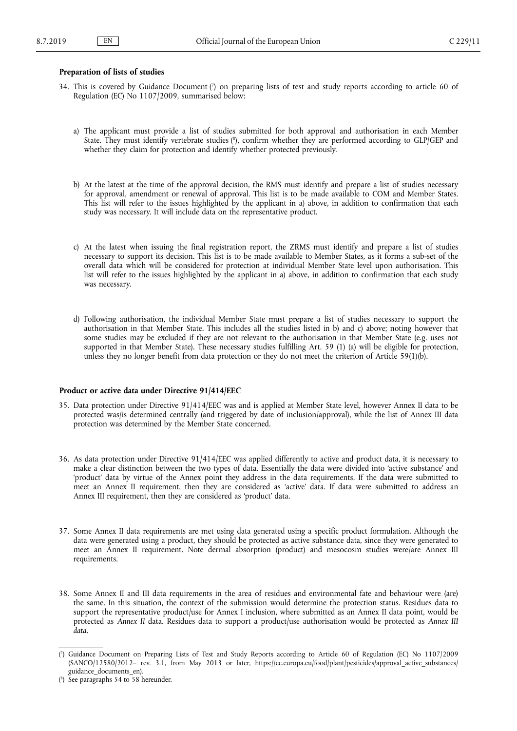### Preparation of lists of studies

34. This is covered by Guidance Document [7] on preparing lists of test and study reports according to article 60 of Regulation (EC) No 1107/2009, summarised below:

    a) The applicant must provide a list of studies submitted for both approval and authorisation in each Member State. They must identify vertebrate studies [8], confirm whether they are performed according to GLP/GEP and whether they claim for protection and identify whether protected previously.

    b) At the latest at the time of the approval decision, the RMS must identify and prepare a list of studies necessary for approval, amendment or renewal of approval. This list is to be made available to COM and Member States. This list will refer to the issues highlighted by the applicant in a) above, in addition to confirmation that each study was necessary. It will include data on the representative product.

    c) At the latest when issuing the final registration report, the ZRMS must identify and prepare a list of studies necessary to support its decision. This list is to be made available to Member States, as it forms a sub-set of the overall data which will be considered for protection at individual Member State level upon authorisation. This list will refer to the issues highlighted by the applicant in a) above, in addition to confirmation that each study was necessary.

    d) Following authorisation, the individual Member State must prepare a list of studies necessary to support the authorisation in that Member State. This includes all the studies listed in b) and c) above; noting however that some studies may be excluded if they are not relevant to the authorisation in that Member State (e.g. uses not supported in that Member State). These necessary studies fulfilling Art. 59 (1) (a) will be eligible for protection, unless they no longer benefit from data protection or they do not meet the criterion of Article 59(1)(b).

### Product or active data under Directive 91/414/EEC

35. Data protection under Directive 91/414/EEC was and is applied at Member State level, however Annex II data to be protected was/is determined centrally (and triggered by date of inclusion/approval), while the list of Annex III data protection was determined by the Member State concerned.

36. As data protection under Directive 91/414/EEC was applied differently to active and product data, it is necessary to make a clear distinction between the two types of data. Essentially the data were divided into 'active substance' and 'product' data by virtue of the Annex point they address in the data requirements. If the data were submitted to meet an Annex II requirement, then they are considered as 'active' data. If data were submitted to address an Annex III requirement, then they are considered as 'product' data.

37. Some Annex II data requirements are met using data generated using a specific product formulation. Although the data were generated using a product, they should be protected as active substance data, since they were generated to meet an Annex II requirement. Note dermal absorption (product) and mesocosm studies were/are Annex III requirements.

38. Some Annex II and III data requirements in the area of residues and environmental fate and behaviour were (are) the same. In this situation, the context of the submission would determine the protection status. Residues data to support the representative product/use for Annex I inclusion, where submitted as an Annex II data point, would be protected as *Annex II* data. Residues data to support a product/use authorisation would be protected as *Annex III data*.

---

[7] Guidance Document on Preparing Lists of Test and Study Reports according to Article 60 of Regulation (EC) No 1107/2009 (SANCO/12580/2012– rev. 3.1, from May 2013 or later, https://ec.europa.eu/food/plant/pesticides/approval_active_substances/guidance_documents_en).

[8] See paragraphs 54 to 58 hereunder.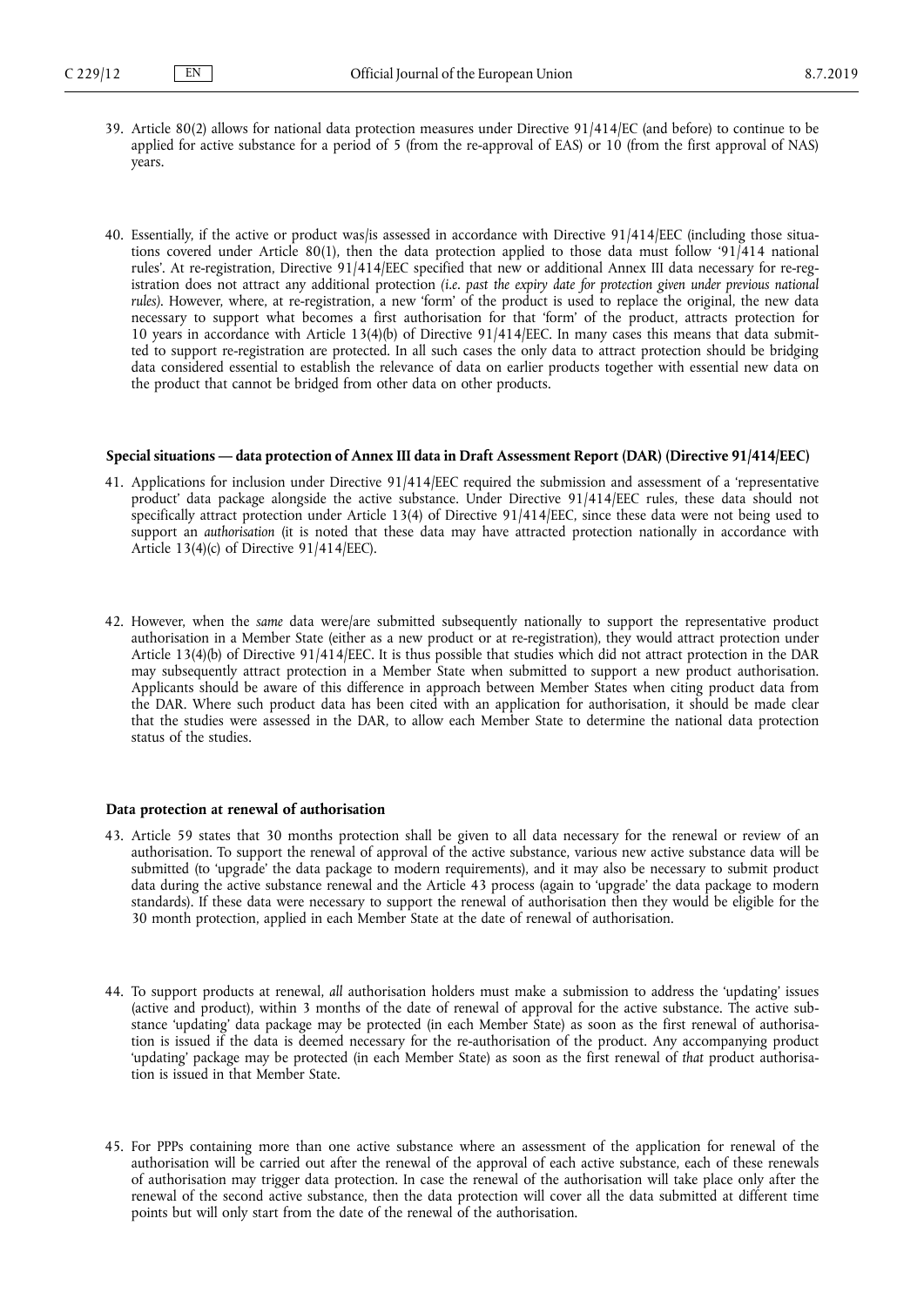39. Article 80(2) allows for national data protection measures under Directive 91/414/EC (and before) to continue to be applied for active substance for a period of 5 (from the re-approval of EAS) or 10 (from the first approval of NAS) years.

40. Essentially, if the active or product was/is assessed in accordance with Directive 91/414/EEC (including those situations covered under Article 80(1), then the data protection applied to those data must follow '91/414 national rules'. At re-registration, Directive 91/414/EEC specified that new or additional Annex III data necessary for re-registration does not attract any additional protection (*i.e. past the expiry date for protection given under previous national rules*). However, where, at re-registration, a new 'form' of the product is used to replace the original, the new data necessary to support what becomes a first authorisation for that 'form' of the product, attracts protection for 10 years in accordance with Article 13(4)(b) of Directive 91/414/EEC. In many cases this means that data submitted to support re-registration are protected. In all such cases the only data to attract protection should be bridging data considered essential to establish the relevance of data on earlier products together with essential new data on the product that cannot be bridged from other data on other products.

**Special situations — data protection of Annex III data in Draft Assessment Report (DAR) (Directive 91/414/EEC)**

41. Applications for inclusion under Directive 91/414/EEC required the submission and assessment of a 'representative product' data package alongside the active substance. Under Directive 91/414/EEC rules, these data should not specifically attract protection under Article 13(4) of Directive 91/414/EEC, since these data were not being used to support an *authorisation* (it is noted that these data may have attracted protection nationally in accordance with Article 13(4)(c) of Directive 91/414/EEC).

42. However, when the *same* data were/are submitted subsequently nationally to support the representative product authorisation in a Member State (either as a new product or at re-registration), they would attract protection under Article 13(4)(b) of Directive 91/414/EEC. It is thus possible that studies which did not attract protection in the DAR may subsequently attract protection in a Member State when submitted to support a new product authorisation. Applicants should be aware of this difference in approach between Member States when citing product data from the DAR. Where such product data has been cited with an application for authorisation, it should be made clear that the studies were assessed in the DAR, to allow each Member State to determine the national data protection status of the studies.

**Data protection at renewal of authorisation**

43. Article 59 states that 30 months protection shall be given to all data necessary for the renewal or review of an authorisation. To support the renewal of approval of the active substance, various new active substance data will be submitted (to 'upgrade' the data package to modern requirements), and it may also be necessary to submit product data during the active substance renewal and the Article 43 process (again to 'upgrade' the data package to modern standards). If these data were necessary to support the renewal of authorisation then they would be eligible for the 30 month protection, applied in each Member State at the date of renewal of authorisation.

44. To support products at renewal, *all* authorisation holders must make a submission to address the 'updating' issues (active and product), within 3 months of the date of renewal of approval for the active substance. The active substance 'updating' data package may be protected (in each Member State) as soon as the first renewal of authorisation is issued if the data is deemed necessary for the re-authorisation of the product. Any accompanying product 'updating' package may be protected (in each Member State) as soon as the first renewal of *that* product authorisation is issued in that Member State.

45. For PPPs containing more than one active substance where an assessment of the application for renewal of the authorisation will be carried out after the renewal of the approval of each active substance, each of these renewals of authorisation may trigger data protection. In case the renewal of the authorisation will take place only after the renewal of the second active substance, then the data protection will cover all the data submitted at different time points but will only start from the date of the renewal of the authorisation.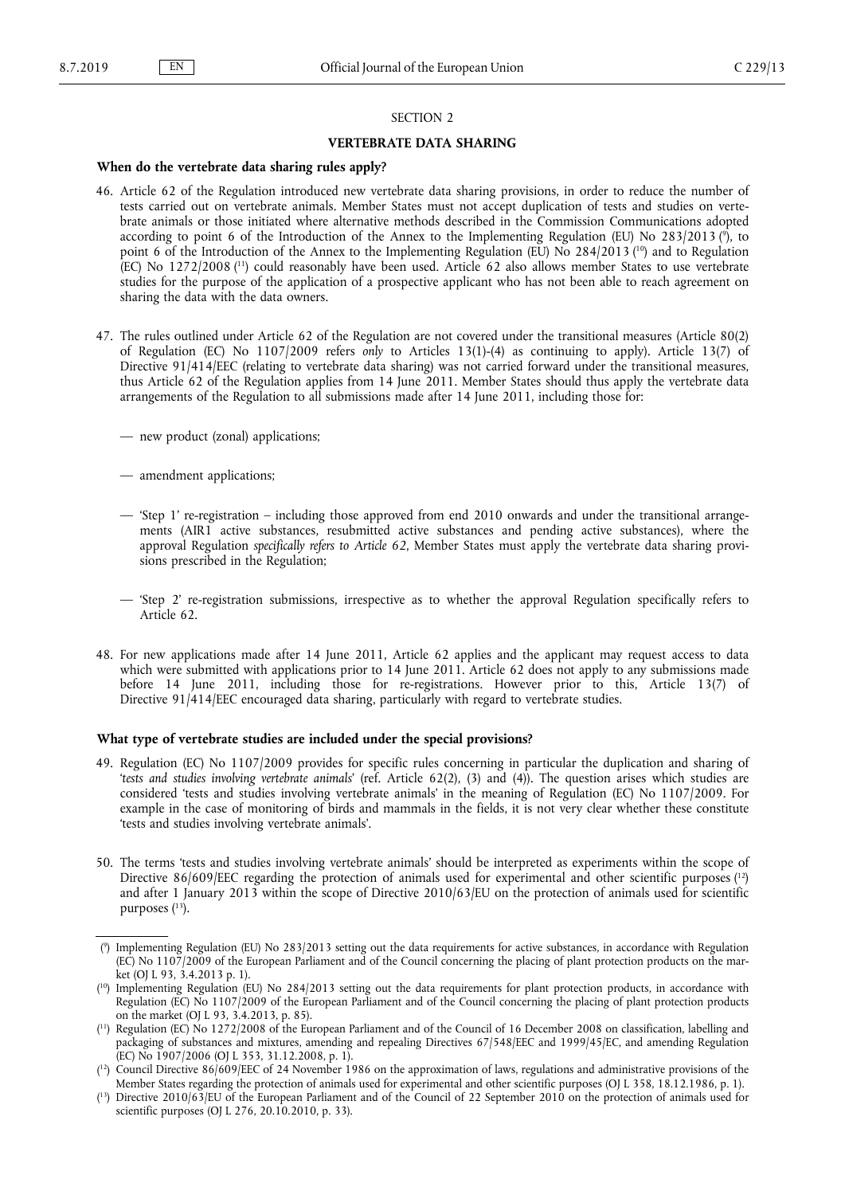SECTION 2

## VERTEBRATE DATA SHARING

### When do the vertebrate data sharing rules apply?

46. Article 62 of the Regulation introduced new vertebrate data sharing provisions, in order to reduce the number of tests carried out on vertebrate animals. Member States must not accept duplication of tests and studies on vertebrate animals or those initiated where alternative methods described in the Commission Communications adopted according to point 6 of the Introduction of the Annex to the Implementing Regulation (EU) No 283/2013 [9], to point 6 of the Introduction of the Annex to the Implementing Regulation (EU) No 284/2013 [10] and to Regulation (EC) No 1272/2008 [11] could reasonably have been used. Article 62 also allows member States to use vertebrate studies for the purpose of the application of a prospective applicant who has not been able to reach agreement on sharing the data with the data owners.

47. The rules outlined under Article 62 of the Regulation are not covered under the transitional measures (Article 80(2) of Regulation (EC) No 1107/2009 refers *only* to Articles 13(1)-(4) as continuing to apply). Article 13(7) of Directive 91/414/EEC (relating to vertebrate data sharing) was not carried forward under the transitional measures, thus Article 62 of the Regulation applies from 14 June 2011. Member States should thus apply the vertebrate data arrangements of the Regulation to all submissions made after 14 June 2011, including those for:

    — new product (zonal) applications;

    — amendment applications;

    — 'Step 1' re-registration – including those approved from end 2010 onwards and under the transitional arrangements (AIR1 active substances, resubmitted active substances and pending active substances), where the approval Regulation *specifically refers to Article 62*, Member States must apply the vertebrate data sharing provisions prescribed in the Regulation;

    — 'Step 2' re-registration submissions, irrespective as to whether the approval Regulation specifically refers to Article 62.

48. For new applications made after 14 June 2011, Article 62 applies and the applicant may request access to data which were submitted with applications prior to 14 June 2011. Article 62 does not apply to any submissions made before 14 June 2011, including those for re-registrations. However prior to this, Article 13(7) of Directive 91/414/EEC encouraged data sharing, particularly with regard to vertebrate studies.

### What type of vertebrate studies are included under the special provisions?

49. Regulation (EC) No 1107/2009 provides for specific rules concerning in particular the duplication and sharing of '*tests and studies involving vertebrate animals*' (ref. Article 62(2), (3) and (4)). The question arises which studies are considered 'tests and studies involving vertebrate animals' in the meaning of Regulation (EC) No 1107/2009. For example in the case of monitoring of birds and mammals in the fields, it is not very clear whether these constitute 'tests and studies involving vertebrate animals'.

50. The terms 'tests and studies involving vertebrate animals' should be interpreted as experiments within the scope of Directive 86/609/EEC regarding the protection of animals used for experimental and other scientific purposes [12] and after 1 January 2013 within the scope of Directive 2010/63/EU on the protection of animals used for scientific purposes [13].

---

[9] Implementing Regulation (EU) No 283/2013 setting out the data requirements for active substances, in accordance with Regulation (EC) No 1107/2009 of the European Parliament and of the Council concerning the placing of plant protection products on the market (OJ L 93, 3.4.2013 p. 1).

[10] Implementing Regulation (EU) No 284/2013 setting out the data requirements for plant protection products, in accordance with Regulation (EC) No 1107/2009 of the European Parliament and of the Council concerning the placing of plant protection products on the market (OJ L 93, 3.4.2013, p. 85).

[11] Regulation (EC) No 1272/2008 of the European Parliament and of the Council of 16 December 2008 on classification, labelling and packaging of substances and mixtures, amending and repealing Directives 67/548/EEC and 1999/45/EC, and amending Regulation (EC) No 1907/2006 (OJ L 353, 31.12.2008, p. 1).

[12] Council Directive 86/609/EEC of 24 November 1986 on the approximation of laws, regulations and administrative provisions of the Member States regarding the protection of animals used for experimental and other scientific purposes (OJ L 358, 18.12.1986, p. 1).

[13] Directive 2010/63/EU of the European Parliament and of the Council of 22 September 2010 on the protection of animals used for scientific purposes (OJ L 276, 20.10.2010, p. 33).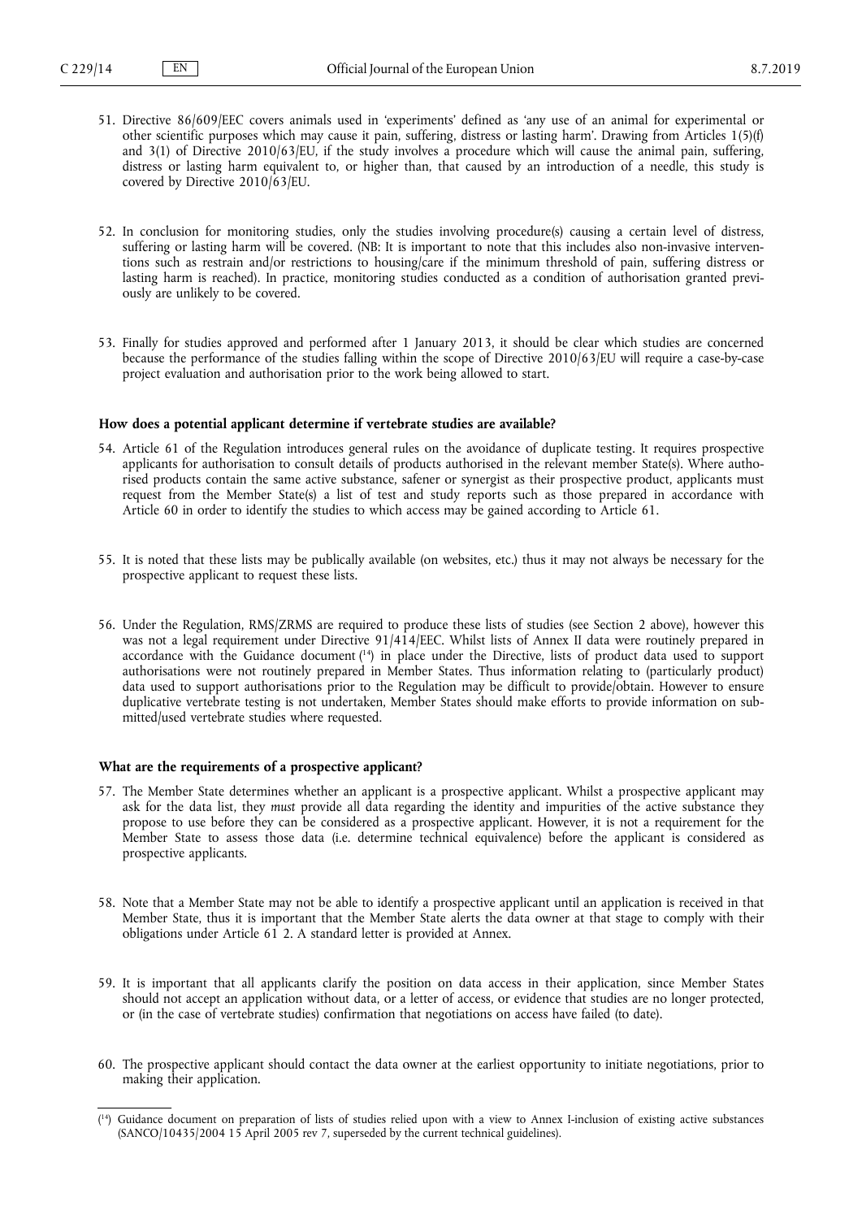51. Directive 86/609/EEC covers animals used in 'experiments' defined as 'any use of an animal for experimental or other scientific purposes which may cause it pain, suffering, distress or lasting harm'. Drawing from Articles 1(5)(f) and 3(1) of Directive 2010/63/EU, if the study involves a procedure which will cause the animal pain, suffering, distress or lasting harm equivalent to, or higher than, that caused by an introduction of a needle, this study is covered by Directive 2010/63/EU.

52. In conclusion for monitoring studies, only the studies involving procedure(s) causing a certain level of distress, suffering or lasting harm will be covered. (NB: It is important to note that this includes also non-invasive interventions such as restrain and/or restrictions to housing/care if the minimum threshold of pain, suffering distress or lasting harm is reached). In practice, monitoring studies conducted as a condition of authorisation granted previously are unlikely to be covered.

53. Finally for studies approved and performed after 1 January 2013, it should be clear which studies are concerned because the performance of the studies falling within the scope of Directive 2010/63/EU will require a case-by-case project evaluation and authorisation prior to the work being allowed to start.

**How does a potential applicant determine if vertebrate studies are available?**

54. Article 61 of the Regulation introduces general rules on the avoidance of duplicate testing. It requires prospective applicants for authorisation to consult details of products authorised in the relevant member State(s). Where authorised products contain the same active substance, safener or synergist as their prospective product, applicants must request from the Member State(s) a list of test and study reports such as those prepared in accordance with Article 60 in order to identify the studies to which access may be gained according to Article 61.

55. It is noted that these lists may be publically available (on websites, etc.) thus it may not always be necessary for the prospective applicant to request these lists.

56. Under the Regulation, RMS/ZRMS are required to produce these lists of studies (see Section 2 above), however this was not a legal requirement under Directive 91/414/EEC. Whilst lists of Annex II data were routinely prepared in accordance with the Guidance document ([14]) in place under the Directive, lists of product data used to support authorisations were not routinely prepared in Member States. Thus information relating to (particularly product) data used to support authorisations prior to the Regulation may be difficult to provide/obtain. However to ensure duplicative vertebrate testing is not undertaken, Member States should make efforts to provide information on submitted/used vertebrate studies where requested.

**What are the requirements of a prospective applicant?**

57. The Member State determines whether an applicant is a prospective applicant. Whilst a prospective applicant may ask for the data list, they *must* provide all data regarding the identity and impurities of the active substance they propose to use before they can be considered as a prospective applicant. However, it is not a requirement for the Member State to assess those data (i.e. determine technical equivalence) before the applicant is considered as prospective applicants.

58. Note that a Member State may not be able to identify a prospective applicant until an application is received in that Member State, thus it is important that the Member State alerts the data owner at that stage to comply with their obligations under Article 61 2. A standard letter is provided at Annex.

59. It is important that all applicants clarify the position on data access in their application, since Member States should not accept an application without data, or a letter of access, or evidence that studies are no longer protected, or (in the case of vertebrate studies) confirmation that negotiations on access have failed (to date).

60. The prospective applicant should contact the data owner at the earliest opportunity to initiate negotiations, prior to making their application.

([14]) Guidance document on preparation of lists of studies relied upon with a view to Annex I-inclusion of existing active substances (SANCO/10435/2004 15 April 2005 rev 7, superseded by the current technical guidelines).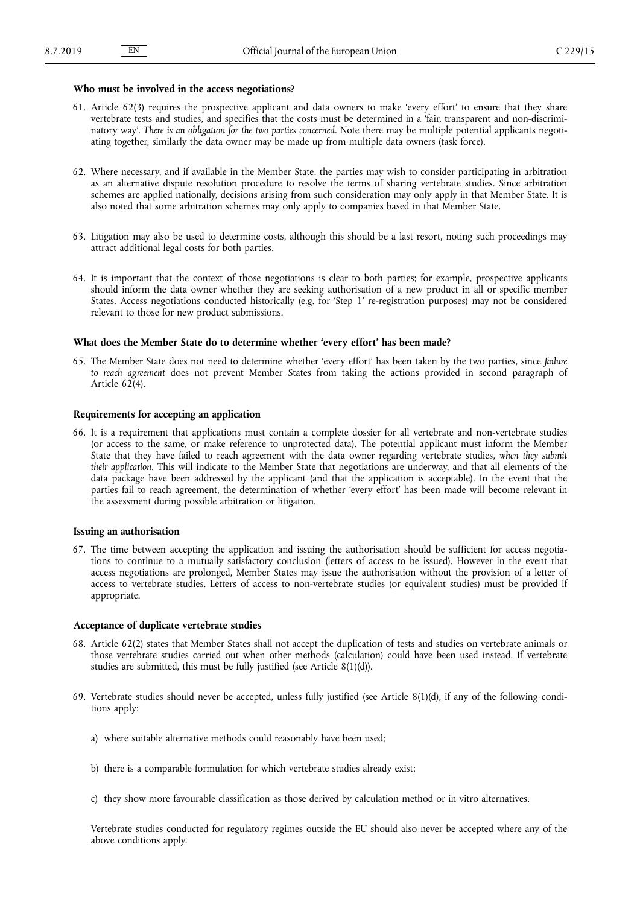**Who must be involved in the access negotiations?**

61. Article 62(3) requires the prospective applicant and data owners to make 'every effort' to ensure that they share vertebrate tests and studies, and specifies that the costs must be determined in a 'fair, transparent and non-discriminatory way'. *There is an obligation for the two parties concerned*. Note there may be multiple potential applicants negotiating together, similarly the data owner may be made up from multiple data owners (task force).

62. Where necessary, and if available in the Member State, the parties may wish to consider participating in arbitration as an alternative dispute resolution procedure to resolve the terms of sharing vertebrate studies. Since arbitration schemes are applied nationally, decisions arising from such consideration may only apply in that Member State. It is also noted that some arbitration schemes may only apply to companies based in that Member State.

63. Litigation may also be used to determine costs, although this should be a last resort, noting such proceedings may attract additional legal costs for both parties.

64. It is important that the context of those negotiations is clear to both parties; for example, prospective applicants should inform the data owner whether they are seeking authorisation of a new product in all or specific member States. Access negotiations conducted historically (e.g. for 'Step 1' re-registration purposes) may not be considered relevant to those for new product submissions.

**What does the Member State do to determine whether 'every effort' has been made?**

65. The Member State does not need to determine whether 'every effort' has been taken by the two parties, since *failure to reach agreement* does not prevent Member States from taking the actions provided in second paragraph of Article 62(4).

**Requirements for accepting an application**

66. It is a requirement that applications must contain a complete dossier for all vertebrate and non-vertebrate studies (or access to the same, or make reference to unprotected data). The potential applicant must inform the Member State that they have failed to reach agreement with the data owner regarding vertebrate studies, *when they submit their application*. This will indicate to the Member State that negotiations are underway, and that all elements of the data package have been addressed by the applicant (and that the application is acceptable). In the event that the parties fail to reach agreement, the determination of whether 'every effort' has been made will become relevant in the assessment during possible arbitration or litigation.

**Issuing an authorisation**

67. The time between accepting the application and issuing the authorisation should be sufficient for access negotiations to continue to a mutually satisfactory conclusion (letters of access to be issued). However in the event that access negotiations are prolonged, Member States may issue the authorisation without the provision of a letter of access to vertebrate studies. Letters of access to non-vertebrate studies (or equivalent studies) must be provided if appropriate.

**Acceptance of duplicate vertebrate studies**

68. Article 62(2) states that Member States shall not accept the duplication of tests and studies on vertebrate animals or those vertebrate studies carried out when other methods (calculation) could have been used instead. If vertebrate studies are submitted, this must be fully justified (see Article 8(1)(d)).

69. Vertebrate studies should never be accepted, unless fully justified (see Article 8(1)(d), if any of the following conditions apply:

   a) where suitable alternative methods could reasonably have been used;

   b) there is a comparable formulation for which vertebrate studies already exist;

   c) they show more favourable classification as those derived by calculation method or in vitro alternatives.

   Vertebrate studies conducted for regulatory regimes outside the EU should also never be accepted where any of the above conditions apply.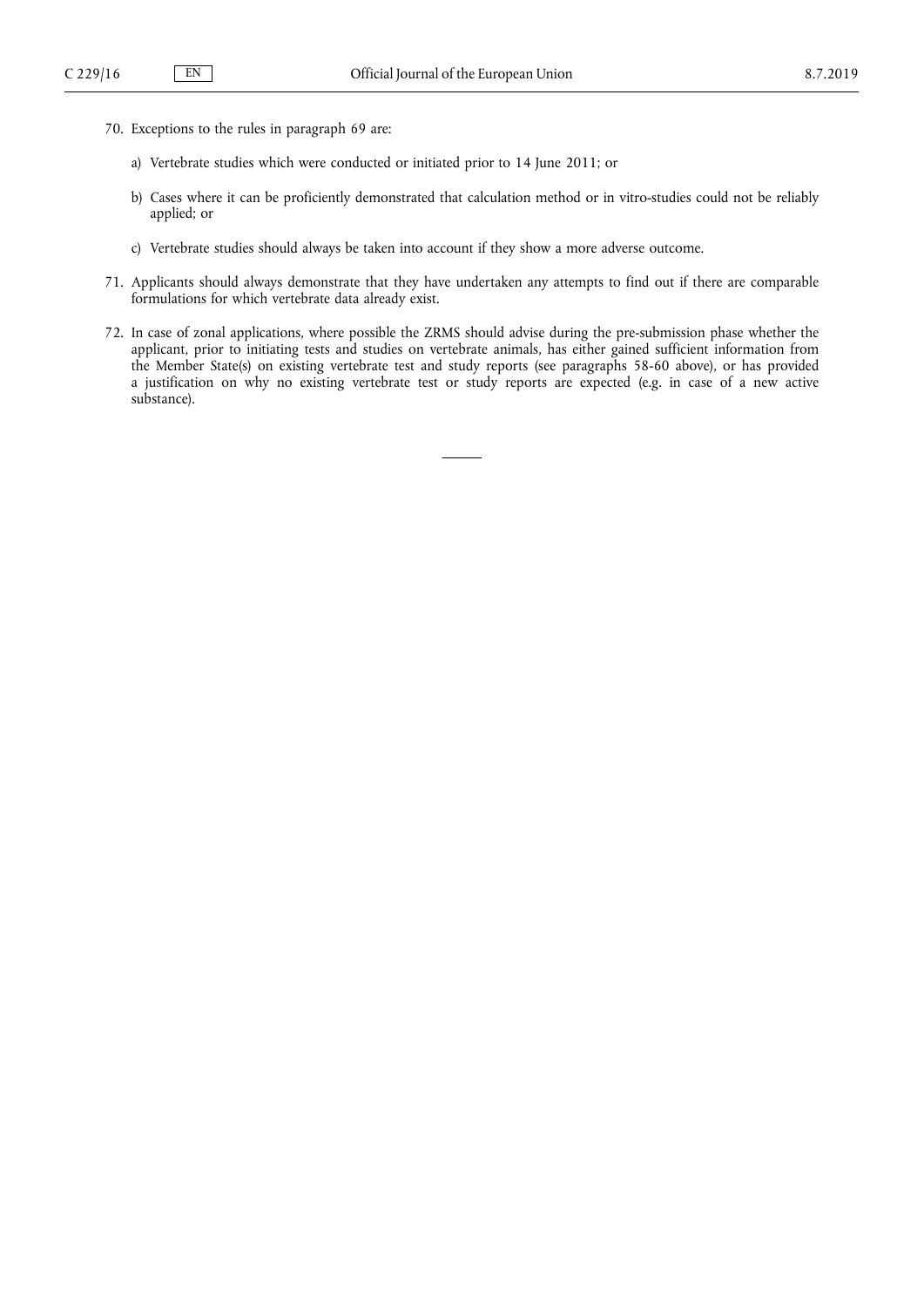70. Exceptions to the rules in paragraph 69 are:

   a) Vertebrate studies which were conducted or initiated prior to 14 June 2011; or

   b) Cases where it can be proficiently demonstrated that calculation method or in vitro-studies could not be reliably applied; or

   c) Vertebrate studies should always be taken into account if they show a more adverse outcome.

71. Applicants should always demonstrate that they have undertaken any attempts to find out if there are comparable formulations for which vertebrate data already exist.

72. In case of zonal applications, where possible the ZRMS should advise during the pre-submission phase whether the applicant, prior to initiating tests and studies on vertebrate animals, has either gained sufficient information from the Member State(s) on existing vertebrate test and study reports (see paragraphs 58-60 above), or has provided a justification on why no existing vertebrate test or study reports are expected (e.g. in case of a new active substance).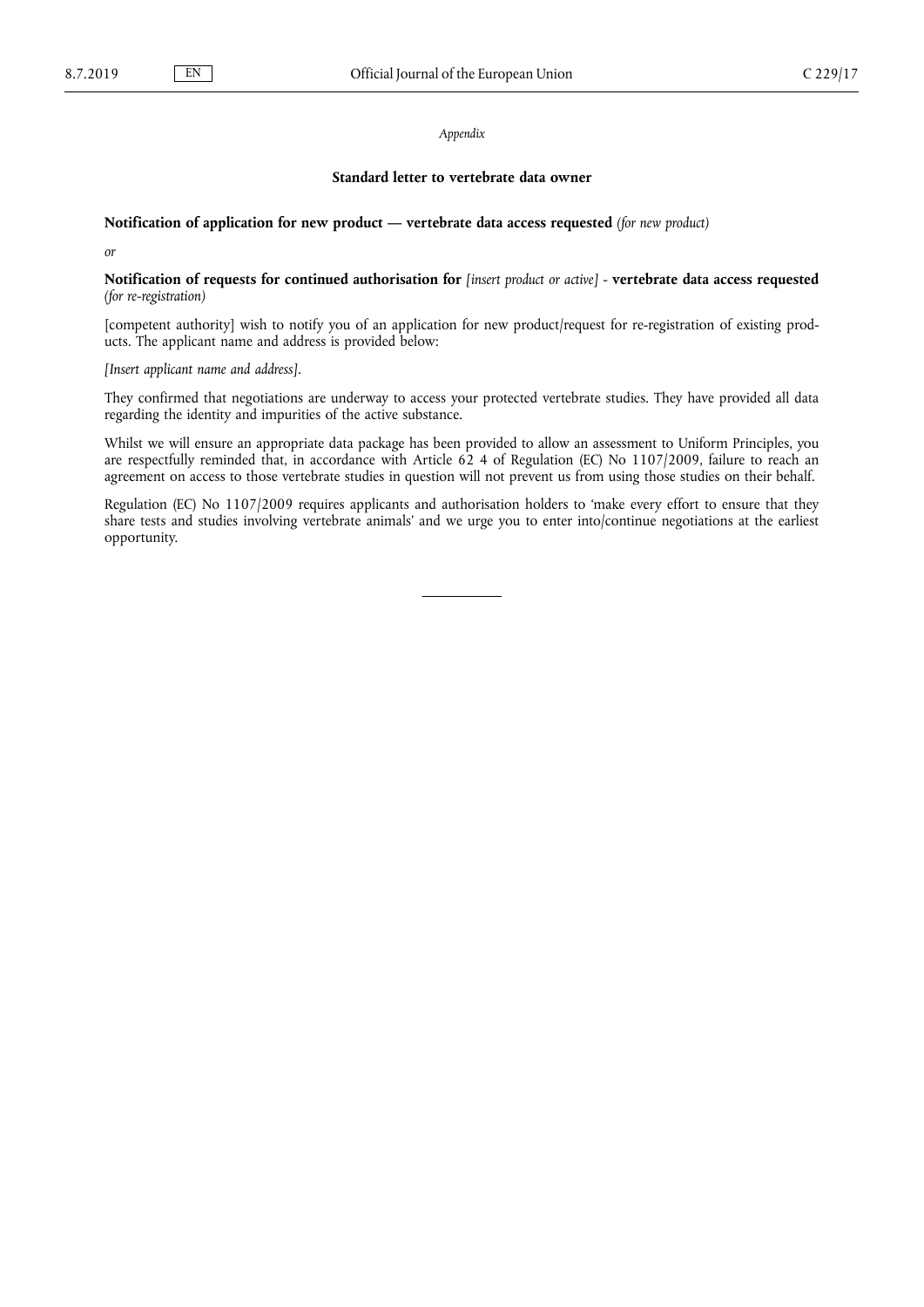*Appendix*

## Standard letter to vertebrate data owner

**Notification of application for new product — vertebrate data access requested** *(for new product)*

*or*

**Notification of requests for continued authorisation for** *[insert product or active]* - **vertebrate data access requested** *(for re-registration)*

[competent authority] wish to notify you of an application for new product/request for re-registration of existing products. The applicant name and address is provided below:

*[Insert applicant name and address].*

They confirmed that negotiations are underway to access your protected vertebrate studies. They have provided all data regarding the identity and impurities of the active substance.

Whilst we will ensure an appropriate data package has been provided to allow an assessment to Uniform Principles, you are respectfully reminded that, in accordance with Article 62 4 of Regulation (EC) No 1107/2009, failure to reach an agreement on access to those vertebrate studies in question will not prevent us from using those studies on their behalf.

Regulation (EC) No 1107/2009 requires applicants and authorisation holders to 'make every effort to ensure that they share tests and studies involving vertebrate animals' and we urge you to enter into/continue negotiations at the earliest opportunity.